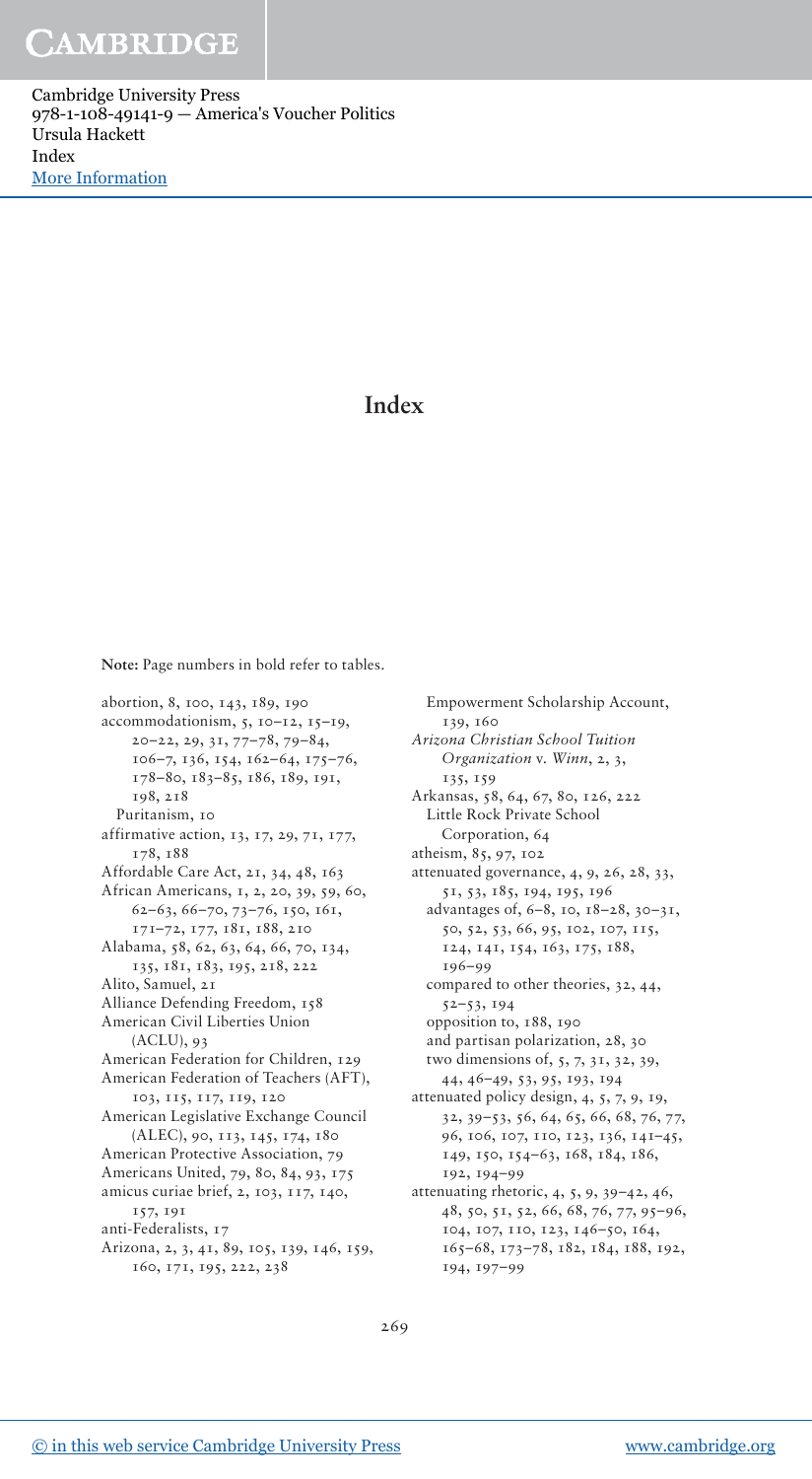# Index

**Note:** Page numbers in bold refer to tables.

abortion, 8, 100, 143, 189, 190
accommodationism, 5, 10–12, 15–19, 20–22, 29, 31, 77–78, 79–84, 106–7, 136, 154, 162–64, 175–76, 178–80, 183–85, 186, 189, 191, 198, 218
  Puritanism, 10
affirmative action, 13, 17, 29, 71, 177, 178, 188
Affordable Care Act, 21, 34, 48, 163
African Americans, 1, 2, 20, 39, 59, 60, 62–63, 66–70, 73–76, 150, 161, 171–72, 177, 181, 188, 210
Alabama, 58, 62, 63, 64, 66, 70, 134, 135, 181, 183, 195, 218, 222
Alito, Samuel, 21
Alliance Defending Freedom, 158
American Civil Liberties Union (ACLU), 93
American Federation for Children, 129
American Federation of Teachers (AFT), 103, 115, 117, 119, 120
American Legislative Exchange Council (ALEC), 90, 113, 145, 174, 180
American Protective Association, 79
Americans United, 79, 80, 84, 93, 175
amicus curiae brief, 2, 103, 117, 140, 157, 191
anti-Federalists, 17
Arizona, 2, 3, 41, 89, 105, 139, 146, 159, 160, 171, 195, 222, 238
  Empowerment Scholarship Account, 139, 160
*Arizona Christian School Tuition Organization* v. *Winn*, 2, 3, 135, 159
Arkansas, 58, 64, 67, 80, 126, 222
  Little Rock Private School Corporation, 64
atheism, 85, 97, 102
attenuated governance, 4, 9, 26, 28, 33, 51, 53, 185, 194, 195, 196
  advantages of, 6–8, 10, 18–28, 30–31, 50, 52, 53, 66, 95, 102, 107, 115, 124, 141, 154, 163, 175, 188, 196–99
  compared to other theories, 32, 44, 52–53, 194
  opposition to, 188, 190
  and partisan polarization, 28, 30
  two dimensions of, 5, 7, 31, 32, 39, 44, 46–49, 53, 95, 193, 194
attenuated policy design, 4, 5, 7, 9, 19, 32, 39–53, 56, 64, 65, 66, 68, 76, 77, 96, 106, 107, 110, 123, 136, 141–45, 149, 150, 154–63, 168, 184, 186, 192, 194–99
attenuating rhetoric, 4, 5, 9, 39–42, 46, 48, 50, 51, 52, 66, 68, 76, 77, 95–96, 104, 107, 110, 123, 136, 146–50, 164, 165–68, 173–78, 182, 184, 188, 192, 194, 197–99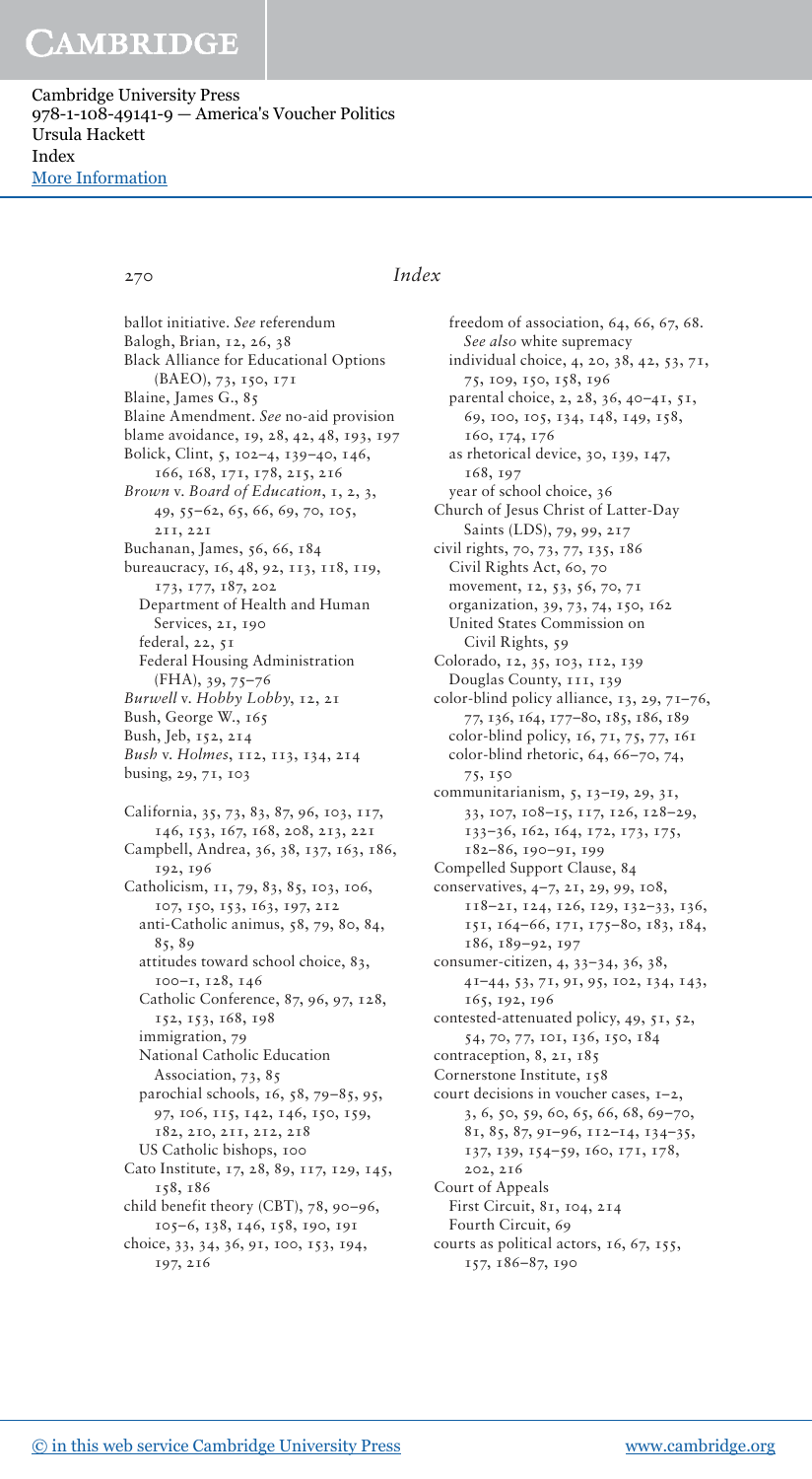# Index

ballot initiative. *See* referendum
Balogh, Brian, 12, 26, 38
Black Alliance for Educational Options (BAEO), 73, 150, 171
Blaine, James G., 85
Blaine Amendment. *See* no-aid provision
blame avoidance, 19, 28, 42, 48, 193, 197
Bolick, Clint, 5, 102–4, 139–40, 146, 166, 168, 171, 178, 215, 216
*Brown* v. *Board of Education*, 1, 2, 3, 49, 55–62, 65, 66, 69, 70, 105, 211, 221
Buchanan, James, 56, 66, 184
bureaucracy, 16, 48, 92, 113, 118, 119, 173, 177, 187, 202
  Department of Health and Human Services, 21, 190
  federal, 22, 51
  Federal Housing Administration (FHA), 39, 75–76
*Burwell* v. *Hobby Lobby*, 12, 21
Bush, George W., 165
Bush, Jeb, 152, 214
*Bush* v. *Holmes*, 112, 113, 134, 214
busing, 29, 71, 103

California, 35, 73, 83, 87, 96, 103, 117, 146, 153, 167, 168, 208, 213, 221
Campbell, Andrea, 36, 38, 137, 163, 186, 192, 196
Catholicism, 11, 79, 83, 85, 103, 106, 107, 150, 153, 163, 197, 212
  anti-Catholic animus, 58, 79, 80, 84, 85, 89
  attitudes toward school choice, 83, 100–1, 128, 146
  Catholic Conference, 87, 96, 97, 128, 152, 153, 168, 198
  immigration, 79
  National Catholic Education Association, 73, 85
  parochial schools, 16, 58, 79–85, 95, 97, 106, 115, 142, 146, 150, 159, 182, 210, 211, 212, 218
  US Catholic bishops, 100
Cato Institute, 17, 28, 89, 117, 129, 145, 158, 186
child benefit theory (CBT), 78, 90–96, 105–6, 138, 146, 158, 190, 191
choice, 33, 34, 36, 91, 100, 153, 194, 197, 216
  freedom of association, 64, 66, 67, 68. *See also* white supremacy
  individual choice, 4, 20, 38, 42, 53, 71, 75, 109, 150, 158, 196
  parental choice, 2, 28, 36, 40–41, 51, 69, 100, 105, 134, 148, 149, 158, 160, 174, 176
  as rhetorical device, 30, 139, 147, 168, 197
  year of school choice, 36
Church of Jesus Christ of Latter-Day Saints (LDS), 79, 99, 217
civil rights, 70, 73, 77, 135, 186
  Civil Rights Act, 60, 70
  movement, 12, 53, 56, 70, 71
  organization, 39, 73, 74, 150, 162
  United States Commission on Civil Rights, 59
Colorado, 12, 35, 103, 112, 139
  Douglas County, 111, 139
color-blind policy alliance, 13, 29, 71–76, 77, 136, 164, 177–80, 185, 186, 189
  color-blind policy, 16, 71, 75, 77, 161
  color-blind rhetoric, 64, 66–70, 74, 75, 150
communitarianism, 5, 13–19, 29, 31, 33, 107, 108–15, 117, 126, 128–29, 133–36, 162, 164, 172, 173, 175, 182–86, 190–91, 199
Compelled Support Clause, 84
conservatives, 4–7, 21, 29, 99, 108, 118–21, 124, 126, 129, 132–33, 136, 151, 164–66, 171, 175–80, 183, 184, 186, 189–92, 197
consumer-citizen, 4, 33–34, 36, 38, 41–44, 53, 71, 91, 95, 102, 134, 143, 165, 192, 196
contested-attenuated policy, 49, 51, 52, 54, 70, 77, 101, 136, 150, 184
contraception, 8, 21, 185
Cornerstone Institute, 158
court decisions in voucher cases, 1–2, 3, 6, 50, 59, 60, 65, 66, 68, 69–70, 81, 85, 87, 91–96, 112–14, 134–35, 137, 139, 154–59, 160, 171, 178, 202, 216
Court of Appeals
  First Circuit, 81, 104, 214
  Fourth Circuit, 69
courts as political actors, 16, 67, 155, 157, 186–87, 190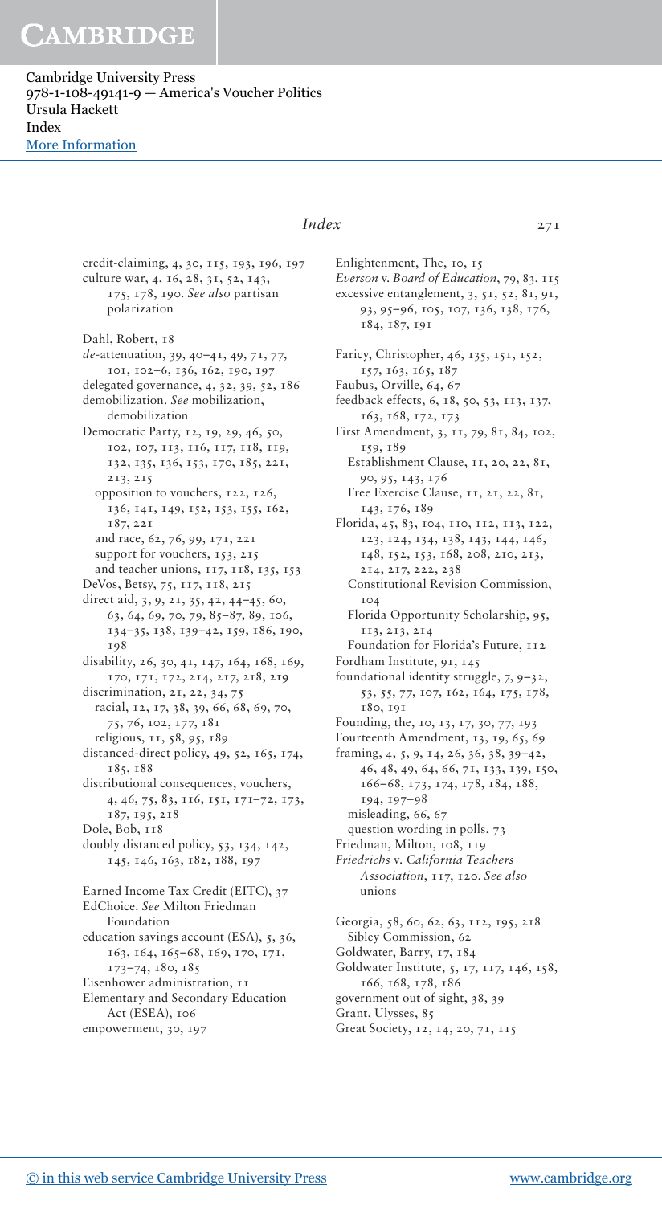credit-claiming, 4, 30, 115, 193, 196, 197
culture war, 4, 16, 28, 31, 52, 143, 175, 178, 190. *See also* partisan polarization

Dahl, Robert, 18
*de*-attenuation, 39, 40–41, 49, 71, 77, 101, 102–6, 136, 162, 190, 197
delegated governance, 4, 32, 39, 52, 186
demobilization. *See* mobilization, demobilization
Democratic Party, 12, 19, 29, 46, 50, 102, 107, 113, 116, 117, 118, 119, 132, 135, 136, 153, 170, 185, 221, 213, 215
  opposition to vouchers, 122, 126, 136, 141, 149, 152, 153, 155, 162, 187, 221
  and race, 62, 76, 99, 171, 221
  support for vouchers, 153, 215
  and teacher unions, 117, 118, 135, 153
DeVos, Betsy, 75, 117, 118, 215
direct aid, 3, 9, 21, 35, 42, 44–45, 60, 63, 64, 69, 70, 79, 85–87, 89, 106, 134–35, 138, 139–42, 159, 186, 190, 198
disability, 26, 30, 41, 147, 164, 168, 169, 170, 171, 172, 214, 217, 218, **219**
discrimination, 21, 22, 34, 75
  racial, 12, 17, 38, 39, 66, 68, 69, 70, 75, 76, 102, 177, 181
  religious, 11, 58, 95, 189
distanced-direct policy, 49, 52, 165, 174, 185, 188
distributional consequences, vouchers, 4, 46, 75, 83, 116, 151, 171–72, 173, 187, 195, 218
Dole, Bob, 118
doubly distanced policy, 53, 134, 142, 145, 146, 163, 182, 188, 197

Earned Income Tax Credit (EITC), 37
EdChoice. *See* Milton Friedman Foundation
education savings account (ESA), 5, 36, 163, 164, 165–68, 169, 170, 171, 173–74, 180, 185
Eisenhower administration, 11
Elementary and Secondary Education Act (ESEA), 106
empowerment, 30, 197

Enlightenment, The, 10, 15
*Everson* v. *Board of Education*, 79, 83, 115
excessive entanglement, 3, 51, 52, 81, 91, 93, 95–96, 105, 107, 136, 138, 176, 184, 187, 191

Faricy, Christopher, 46, 135, 151, 152, 157, 163, 165, 187
Faubus, Orville, 64, 67
feedback effects, 6, 18, 50, 53, 113, 137, 163, 168, 172, 173
First Amendment, 3, 11, 79, 81, 84, 102, 159, 189
  Establishment Clause, 11, 20, 22, 81, 90, 95, 143, 176
  Free Exercise Clause, 11, 21, 22, 81, 143, 176, 189
Florida, 45, 83, 104, 110, 112, 113, 122, 123, 124, 134, 138, 143, 144, 146, 148, 152, 153, 168, 208, 210, 213, 214, 217, 222, 238
  Constitutional Revision Commission, 104
  Florida Opportunity Scholarship, 95, 113, 213, 214
  Foundation for Florida's Future, 112
Fordham Institute, 91, 145
foundational identity struggle, 7, 9–32, 53, 55, 77, 107, 162, 164, 175, 178, 180, 191
Founding, the, 10, 13, 17, 30, 77, 193
Fourteenth Amendment, 13, 19, 65, 69
framing, 4, 5, 9, 14, 26, 36, 38, 39–42, 46, 48, 49, 64, 66, 71, 133, 139, 150, 166–68, 173, 174, 178, 184, 188, 194, 197–98
  misleading, 66, 67
  question wording in polls, 73
Friedman, Milton, 108, 119
*Friedrichs* v. *California Teachers Association*, 117, 120. *See also* unions

Georgia, 58, 60, 62, 63, 112, 195, 218
  Sibley Commission, 62
Goldwater, Barry, 17, 184
Goldwater Institute, 5, 17, 117, 146, 158, 166, 168, 178, 186
government out of sight, 38, 39
Grant, Ulysses, 85
Great Society, 12, 14, 20, 71, 115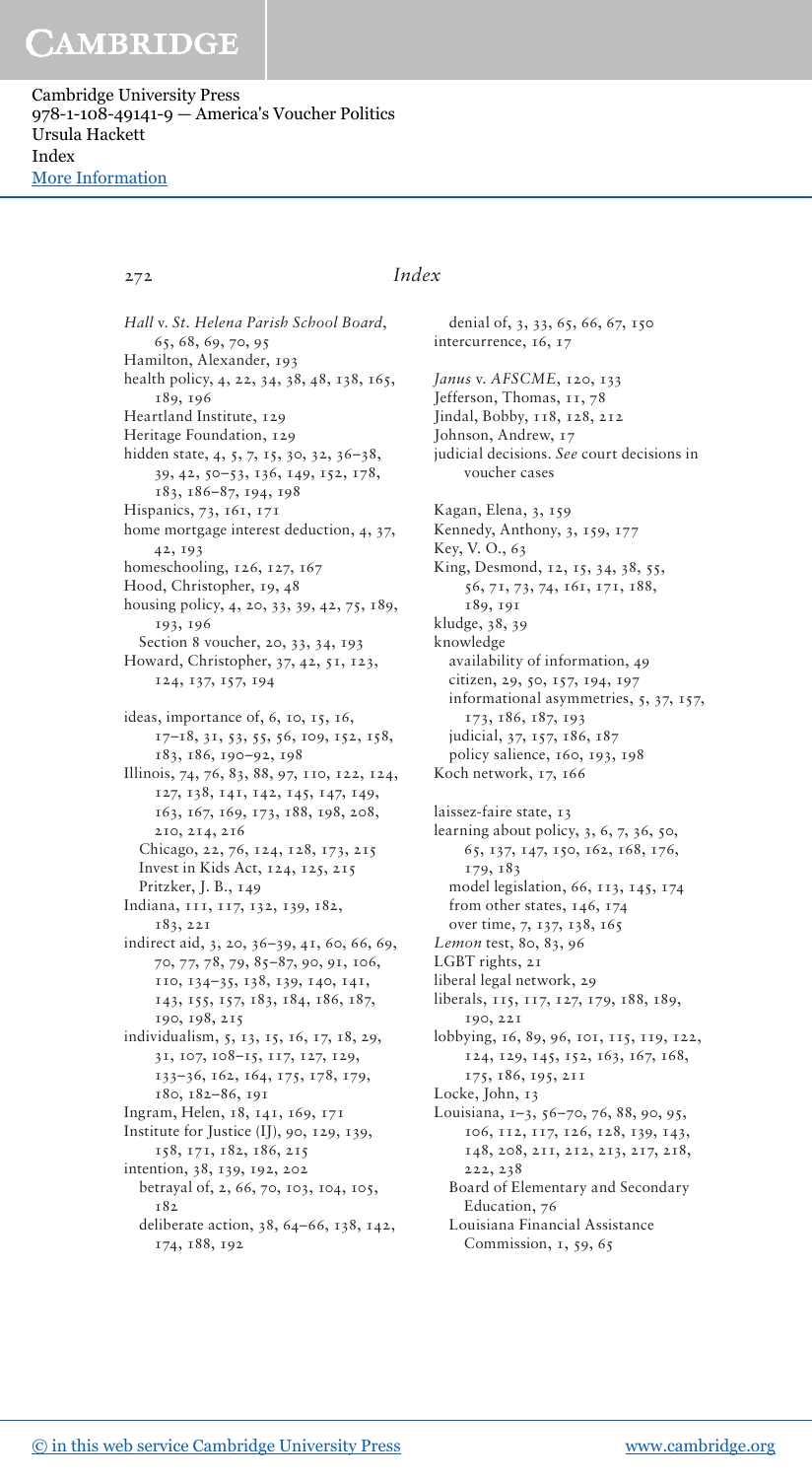*Hall* v. *St. Helena Parish School Board*, 65, 68, 69, 70, 95
Hamilton, Alexander, 193
health policy, 4, 22, 34, 38, 48, 138, 165, 189, 196
Heartland Institute, 129
Heritage Foundation, 129
hidden state, 4, 5, 7, 15, 30, 32, 36–38, 39, 42, 50–53, 136, 149, 152, 178, 183, 186–87, 194, 198
Hispanics, 73, 161, 171
home mortgage interest deduction, 4, 37, 42, 193
homeschooling, 126, 127, 167
Hood, Christopher, 19, 48
housing policy, 4, 20, 33, 39, 42, 75, 189, 193, 196
  Section 8 voucher, 20, 33, 34, 193
Howard, Christopher, 37, 42, 51, 123, 124, 137, 157, 194

ideas, importance of, 6, 10, 15, 16, 17–18, 31, 53, 55, 56, 109, 152, 158, 183, 186, 190–92, 198
Illinois, 74, 76, 83, 88, 97, 110, 122, 124, 127, 138, 141, 142, 145, 147, 149, 163, 167, 169, 173, 188, 198, 208, 210, 214, 216
  Chicago, 22, 76, 124, 128, 173, 215
  Invest in Kids Act, 124, 125, 215
  Pritzker, J. B., 149
Indiana, 111, 117, 132, 139, 182, 183, 221
indirect aid, 3, 20, 36–39, 41, 60, 66, 69, 70, 77, 78, 79, 85–87, 90, 91, 106, 110, 134–35, 138, 139, 140, 141, 143, 155, 157, 183, 184, 186, 187, 190, 198, 215
individualism, 5, 13, 15, 16, 17, 18, 29, 31, 107, 108–15, 117, 127, 129, 133–36, 162, 164, 175, 178, 179, 180, 182–86, 191
Ingram, Helen, 18, 141, 169, 171
Institute for Justice (IJ), 90, 129, 139, 158, 171, 182, 186, 215
intention, 38, 139, 192, 202
  betrayal of, 2, 66, 70, 103, 104, 105, 182
  deliberate action, 38, 64–66, 138, 142, 174, 188, 192
  denial of, 3, 33, 65, 66, 67, 150
intercurrence, 16, 17

*Janus* v. *AFSCME*, 120, 133
Jefferson, Thomas, 11, 78
Jindal, Bobby, 118, 128, 212
Johnson, Andrew, 17
judicial decisions. *See* court decisions in voucher cases

Kagan, Elena, 3, 159
Kennedy, Anthony, 3, 159, 177
Key, V. O., 63
King, Desmond, 12, 15, 34, 38, 55, 56, 71, 73, 74, 161, 171, 188, 189, 191
kludge, 38, 39
knowledge
  availability of information, 49
  citizen, 29, 50, 157, 194, 197
  informational asymmetries, 5, 37, 157, 173, 186, 187, 193
  judicial, 37, 157, 186, 187
  policy salience, 160, 193, 198
Koch network, 17, 166

laissez-faire state, 13
learning about policy, 3, 6, 7, 36, 50, 65, 137, 147, 150, 162, 168, 176, 179, 183
  model legislation, 66, 113, 145, 174
  from other states, 146, 174
  over time, 7, 137, 138, 165
*Lemon* test, 80, 83, 96
LGBT rights, 21
liberal legal network, 29
liberals, 115, 117, 127, 179, 188, 189, 190, 221
lobbying, 16, 89, 96, 101, 115, 119, 122, 124, 129, 145, 152, 163, 167, 168, 175, 186, 195, 211
Locke, John, 13
Louisiana, 1–3, 56–70, 76, 88, 90, 95, 106, 112, 117, 126, 128, 139, 143, 148, 208, 211, 212, 213, 217, 218, 222, 238
  Board of Elementary and Secondary Education, 76
  Louisiana Financial Assistance Commission, 1, 59, 65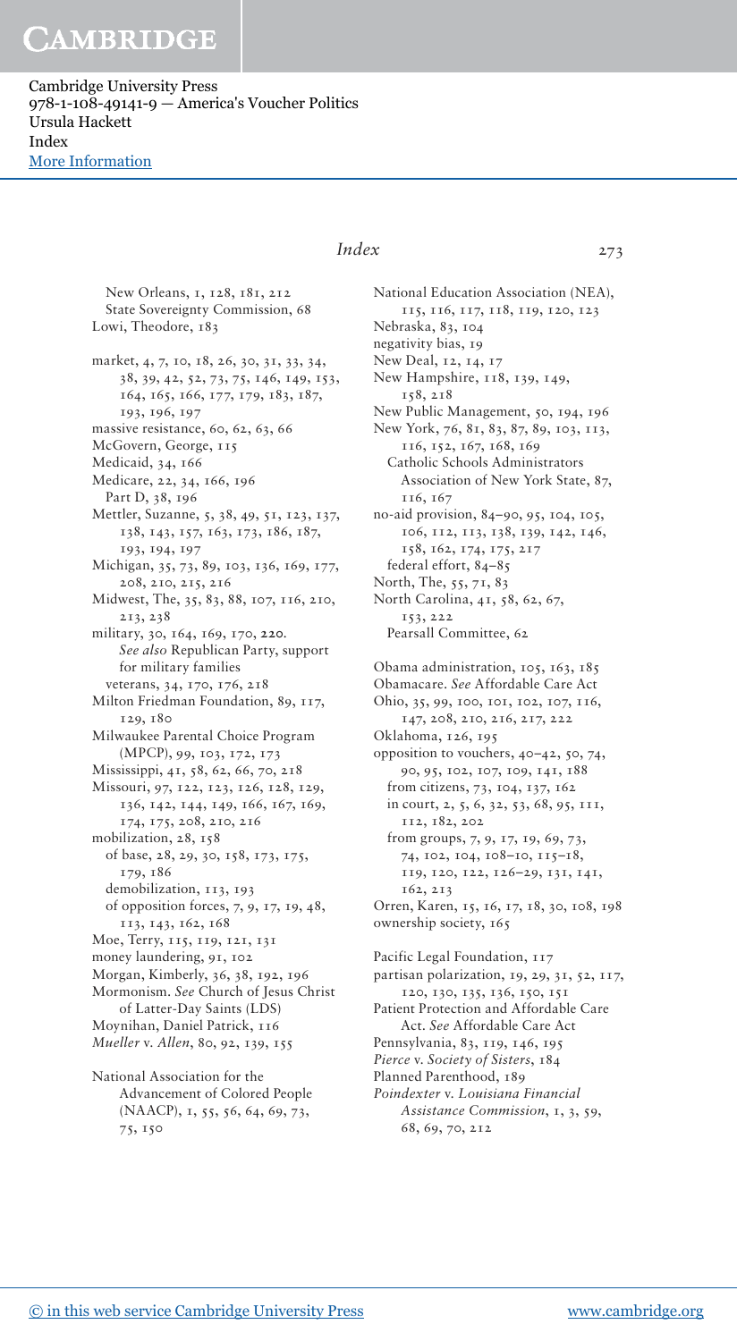New Orleans, 1, 128, 181, 212
  State Sovereignty Commission, 68
Lowi, Theodore, 183

market, 4, 7, 10, 18, 26, 30, 31, 33, 34, 38, 39, 42, 52, 73, 75, 146, 149, 153, 164, 165, 166, 177, 179, 183, 187, 193, 196, 197
massive resistance, 60, 62, 63, 66
McGovern, George, 115
Medicaid, 34, 166
Medicare, 22, 34, 166, 196
  Part D, 38, 196
Mettler, Suzanne, 5, 38, 49, 51, 123, 137, 138, 143, 157, 163, 173, 186, 187, 193, 194, 197
Michigan, 35, 73, 89, 103, 136, 169, 177, 208, 210, 215, 216
Midwest, The, 35, 83, 88, 107, 116, 210, 213, 238
military, 30, 164, 169, 170, **220**. *See also* Republican Party, support for military families
  veterans, 34, 170, 176, 218
Milton Friedman Foundation, 89, 117, 129, 180
Milwaukee Parental Choice Program (MPCP), 99, 103, 172, 173
Mississippi, 41, 58, 62, 66, 70, 218
Missouri, 97, 122, 123, 126, 128, 129, 136, 142, 144, 149, 166, 167, 169, 174, 175, 208, 210, 216
mobilization, 28, 158
  of base, 28, 29, 30, 158, 173, 175, 179, 186
  demobilization, 113, 193
  of opposition forces, 7, 9, 17, 19, 48, 113, 143, 162, 168
Moe, Terry, 115, 119, 121, 131
money laundering, 91, 102
Morgan, Kimberly, 36, 38, 192, 196
Mormonism. *See* Church of Jesus Christ of Latter-Day Saints (LDS)
Moynihan, Daniel Patrick, 116
*Mueller* v. *Allen*, 80, 92, 139, 155

National Association for the Advancement of Colored People (NAACP), 1, 55, 56, 64, 69, 73, 75, 150
National Education Association (NEA), 115, 116, 117, 118, 119, 120, 123
Nebraska, 83, 104
negativity bias, 19
New Deal, 12, 14, 17
New Hampshire, 118, 139, 149, 158, 218
New Public Management, 50, 194, 196
New York, 76, 81, 83, 87, 89, 103, 113, 116, 152, 167, 168, 169
  Catholic Schools Administrators Association of New York State, 87, 116, 167
no-aid provision, 84–90, 95, 104, 105, 106, 112, 113, 138, 139, 142, 146, 158, 162, 174, 175, 217
  federal effort, 84–85
North, The, 55, 71, 83
North Carolina, 41, 58, 62, 67, 153, 222
  Pearsall Committee, 62

Obama administration, 105, 163, 185
Obamacare. *See* Affordable Care Act
Ohio, 35, 99, 100, 101, 102, 107, 116, 147, 208, 210, 216, 217, 222
Oklahoma, 126, 195
opposition to vouchers, 40–42, 50, 74, 90, 95, 102, 107, 109, 141, 188
  from citizens, 73, 104, 137, 162
  in court, 2, 5, 6, 32, 53, 68, 95, 111, 112, 182, 202
  from groups, 7, 9, 17, 19, 69, 73, 74, 102, 104, 108–10, 115–18, 119, 120, 122, 126–29, 131, 141, 162, 213
Orren, Karen, 15, 16, 17, 18, 30, 108, 198
ownership society, 165

Pacific Legal Foundation, 117
partisan polarization, 19, 29, 31, 52, 117, 120, 130, 135, 136, 150, 151
Patient Protection and Affordable Care Act. *See* Affordable Care Act
Pennsylvania, 83, 119, 146, 195
*Pierce* v. *Society of Sisters*, 184
Planned Parenthood, 189
*Poindexter* v. *Louisiana Financial Assistance Commission*, 1, 3, 59, 68, 69, 70, 212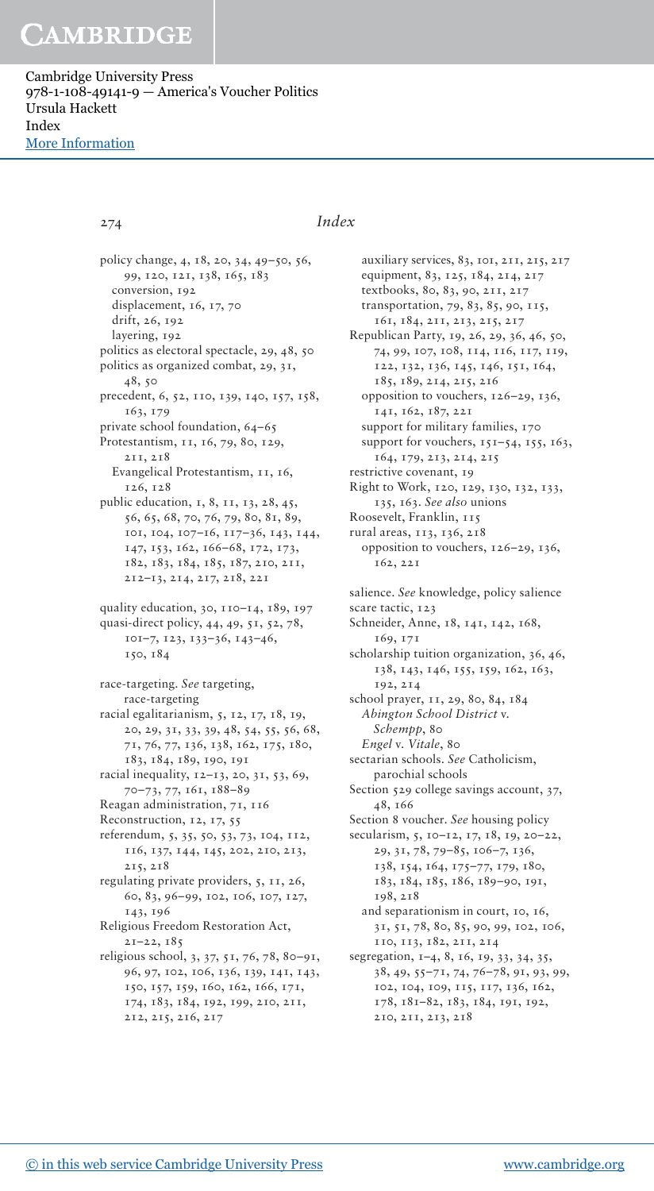policy change, 4, 18, 20, 34, 49–50, 56, 99, 120, 121, 138, 165, 183
  conversion, 192
  displacement, 16, 17, 70
  drift, 26, 192
  layering, 192
politics as electoral spectacle, 29, 48, 50
politics as organized combat, 29, 31, 48, 50
precedent, 6, 52, 110, 139, 140, 157, 158, 163, 179
private school foundation, 64–65
Protestantism, 11, 16, 79, 80, 129, 211, 218
  Evangelical Protestantism, 11, 16, 126, 128
public education, 1, 8, 11, 13, 28, 45, 56, 65, 68, 70, 76, 79, 80, 81, 89, 101, 104, 107–16, 117–36, 143, 144, 147, 153, 162, 166–68, 172, 173, 182, 183, 184, 185, 187, 210, 211, 212–13, 214, 217, 218, 221

quality education, 30, 110–14, 189, 197
quasi-direct policy, 44, 49, 51, 52, 78, 101–7, 123, 133–36, 143–46, 150, 184

race-targeting. *See* targeting, race-targeting
racial egalitarianism, 5, 12, 17, 18, 19, 20, 29, 31, 33, 39, 48, 54, 55, 56, 68, 71, 76, 77, 136, 138, 162, 175, 180, 183, 184, 189, 190, 191
racial inequality, 12–13, 20, 31, 53, 69, 70–73, 77, 161, 188–89
Reagan administration, 71, 116
Reconstruction, 12, 17, 55
referendum, 5, 35, 50, 53, 73, 104, 112, 116, 137, 144, 145, 202, 210, 213, 215, 218
regulating private providers, 5, 11, 26, 60, 83, 96–99, 102, 106, 107, 127, 143, 196
Religious Freedom Restoration Act, 21–22, 185
religious school, 3, 37, 51, 76, 78, 80–91, 96, 97, 102, 106, 136, 139, 141, 143, 150, 157, 159, 160, 162, 166, 171, 174, 183, 184, 192, 199, 210, 211, 212, 215, 216, 217
  auxiliary services, 83, 101, 211, 215, 217
  equipment, 83, 125, 184, 214, 217
  textbooks, 80, 83, 90, 211, 217
  transportation, 79, 83, 85, 90, 115, 161, 184, 211, 213, 215, 217
Republican Party, 19, 26, 29, 36, 46, 50, 74, 99, 107, 108, 114, 116, 117, 119, 122, 132, 136, 145, 146, 151, 164, 185, 189, 214, 215, 216
  opposition to vouchers, 126–29, 136, 141, 162, 187, 221
  support for military families, 170
  support for vouchers, 151–54, 155, 163, 164, 179, 213, 214, 215
restrictive covenant, 19
Right to Work, 120, 129, 130, 132, 133, 135, 163. *See also* unions
Roosevelt, Franklin, 115
rural areas, 113, 136, 218
  opposition to vouchers, 126–29, 136, 162, 221

salience. *See* knowledge, policy salience
scare tactic, 123
Schneider, Anne, 18, 141, 142, 168, 169, 171
scholarship tuition organization, 36, 46, 138, 143, 146, 155, 159, 162, 163, 192, 214
school prayer, 11, 29, 80, 84, 184
  *Abington School District* v. *Schempp*, 80
  *Engel* v. *Vitale*, 80
sectarian schools. *See* Catholicism, parochial schools
Section 529 college savings account, 37, 48, 166
Section 8 voucher. *See* housing policy
secularism, 5, 10–12, 17, 18, 19, 20–22, 29, 31, 78, 79–85, 106–7, 136, 138, 154, 164, 175–77, 179, 180, 183, 184, 185, 186, 189–90, 191, 198, 218
  and separationism in court, 10, 16, 31, 51, 78, 80, 85, 90, 99, 102, 106, 110, 113, 182, 211, 214
segregation, 1–4, 8, 16, 19, 33, 34, 35, 38, 49, 55–71, 74, 76–78, 91, 93, 99, 102, 104, 109, 115, 117, 136, 162, 178, 181–82, 183, 184, 191, 192, 210, 211, 213, 218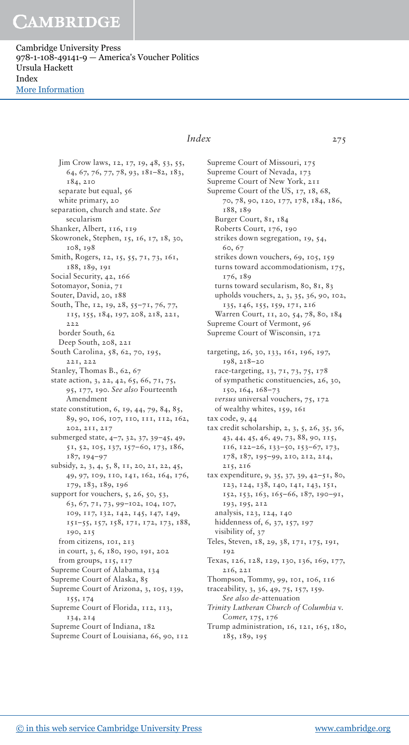Jim Crow laws, 12, 17, 19, 48, 53, 55, 64, 67, 76, 77, 78, 93, 181–82, 183, 184, 210
  separate but equal, 56
  white primary, 20
separation, church and state. *See* secularism
Shanker, Albert, 116, 119
Skowronek, Stephen, 15, 16, 17, 18, 30, 108, 198
Smith, Rogers, 12, 15, 55, 71, 73, 161, 188, 189, 191
Social Security, 42, 166
Sotomayor, Sonia, 71
Souter, David, 20, 188
South, The, 12, 19, 28, 55–71, 76, 77, 115, 155, 184, 197, 208, 218, 221, 222
  border South, 62
  Deep South, 208, 221
South Carolina, 58, 62, 70, 195, 221, 222
Stanley, Thomas B., 62, 67
state action, 3, 22, 42, 65, 66, 71, 75, 95, 177, 190. *See also* Fourteenth Amendment
state constitution, 6, 19, 44, 79, 84, 85, 89, 90, 106, 107, 110, 111, 112, 162, 202, 211, 217
submerged state, 4–7, 32, 37, 39–45, 49, 51, 52, 105, 137, 157–60, 173, 186, 187, 194–97
subsidy, 2, 3, 4, 5, 8, 11, 20, 21, 22, 45, 49, 97, 109, 110, 141, 162, 164, 176, 179, 183, 189, 196
support for vouchers, 5, 26, 50, 53, 63, 67, 71, 73, 99–102, 104, 107, 109, 117, 132, 142, 145, 147, 149, 151–55, 157, 158, 171, 172, 173, 188, 190, 215
  from citizens, 101, 213
  in court, 3, 6, 180, 190, 191, 202
  from groups, 115, 117
Supreme Court of Alabama, 134
Supreme Court of Alaska, 85
Supreme Court of Arizona, 3, 105, 139, 155, 174
Supreme Court of Florida, 112, 113, 134, 214
Supreme Court of Indiana, 182
Supreme Court of Louisiana, 66, 90, 112
Supreme Court of Missouri, 175
Supreme Court of Nevada, 173
Supreme Court of New York, 211
Supreme Court of the US, 17, 18, 68, 70, 78, 90, 120, 177, 178, 184, 186, 188, 189
  Burger Court, 81, 184
  Roberts Court, 176, 190
  strikes down segregation, 19, 54, 60, 67
  strikes down vouchers, 69, 105, 159
  turns toward accommodationism, 175, 176, 189
  turns toward secularism, 80, 81, 83
  upholds vouchers, 2, 3, 35, 36, 90, 102, 135, 146, 155, 159, 171, 216
  Warren Court, 11, 20, 54, 78, 80, 184
Supreme Court of Vermont, 96
Supreme Court of Wisconsin, 172

targeting, 26, 30, 133, 161, 196, 197, 198, 218–20
  race-targeting, 13, 71, 73, 75, 178
  of sympathetic constituencies, 26, 30, 150, 164, 168–73
  *versus* universal vouchers, 75, 172
  of wealthy whites, 159, 161
tax code, 9, 44
tax credit scholarship, 2, 3, 5, 26, 35, 36, 43, 44, 45, 46, 49, 73, 88, 90, 115, 116, 122–26, 133–50, 153–67, 173, 178, 187, 195–99, 210, 212, 214, 215, 216
tax expenditure, 9, 35, 37, 39, 42–51, 80, 123, 124, 138, 140, 141, 143, 151, 152, 153, 163, 165–66, 187, 190–91, 193, 195, 212
  analysis, 123, 124, 140
  hiddenness of, 6, 37, 157, 197
  visibility of, 37
Teles, Steven, 18, 29, 38, 171, 175, 191, 192
Texas, 126, 128, 129, 130, 136, 169, 177, 216, 221
Thompson, Tommy, 99, 101, 106, 116
traceability, 3, 36, 49, 75, 157, 159. *See also de*-attenuation
*Trinity Lutheran Church of Columbia* v. *Comer*, 175, 176
Trump administration, 16, 121, 165, 180, 185, 189, 195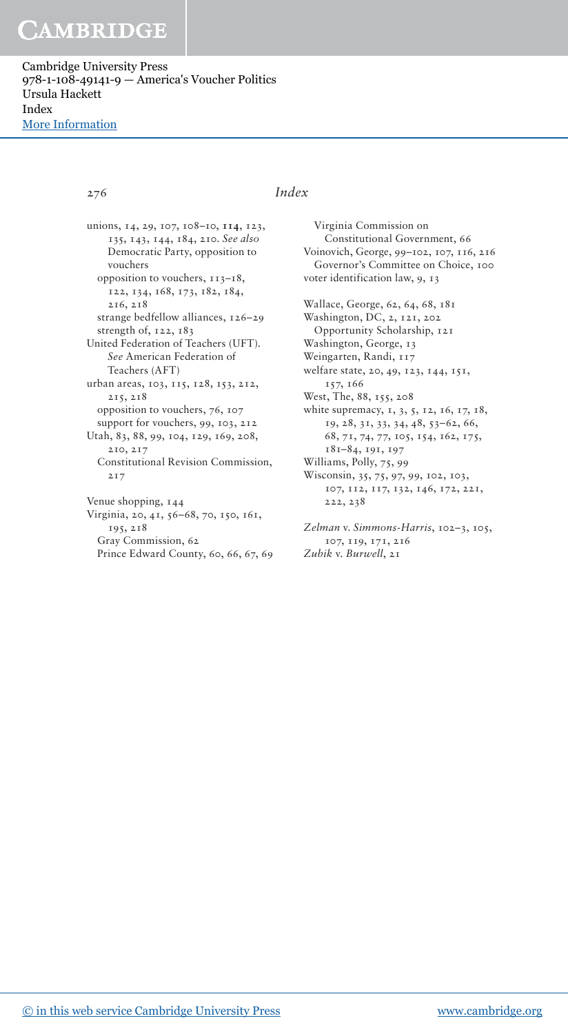unions, 14, 29, 107, 108–10, **114**, 123, 135, 143, 144, 184, 210. *See also* Democratic Party, opposition to vouchers
- opposition to vouchers, 113–18, 122, 134, 168, 173, 182, 184, 216, 218
- strange bedfellow alliances, 126–29
- strength of, 122, 183

United Federation of Teachers (UFT). *See* American Federation of Teachers (AFT)

urban areas, 103, 115, 128, 153, 212, 215, 218
- opposition to vouchers, 76, 107
- support for vouchers, 99, 103, 212

Utah, 83, 88, 99, 104, 129, 169, 208, 210, 217
- Constitutional Revision Commission, 217

Venue shopping, 144

Virginia, 20, 41, 56–68, 70, 150, 161, 195, 218
- Gray Commission, 62
- Prince Edward County, 60, 66, 67, 69
- Virginia Commission on Constitutional Government, 66

Voinovich, George, 99–102, 107, 116, 216
- Governor's Committee on Choice, 100

voter identification law, 9, 13

Wallace, George, 62, 64, 68, 181

Washington, DC, 2, 121, 202
- Opportunity Scholarship, 121

Washington, George, 13

Weingarten, Randi, 117

welfare state, 20, 49, 123, 144, 151, 157, 166

West, The, 88, 155, 208

white supremacy, 1, 3, 5, 12, 16, 17, 18, 19, 28, 31, 33, 34, 48, 53–62, 66, 68, 71, 74, 77, 105, 154, 162, 175, 181–84, 191, 197

Williams, Polly, 75, 99

Wisconsin, 35, 75, 97, 99, 102, 103, 107, 112, 117, 132, 146, 172, 221, 222, 238

*Zelman* v. *Simmons-Harris*, 102–3, 105, 107, 119, 171, 216

*Zubik* v. *Burwell*, 21